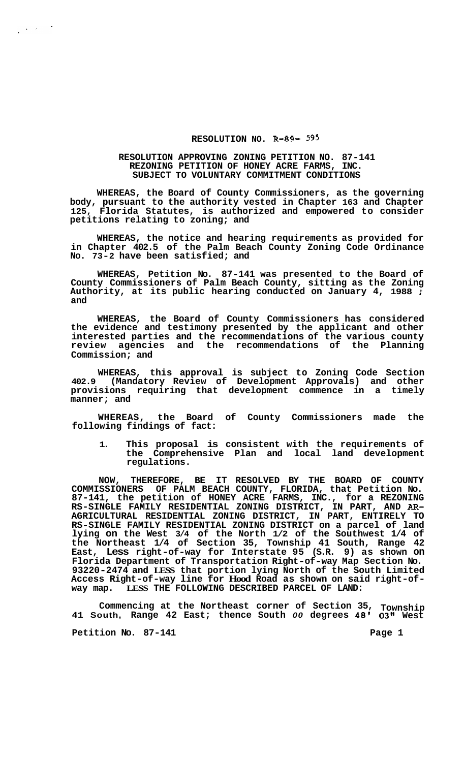**RESOLUTION NO. R-89- 595**

**RESOLUTION APPROVING ZONING PETITION NO. 87-141 REZONING PETITION OF HONEY ACRE FARMS, INC. SUBJECT TO VOLUNTARY COMMITMENT CONDITIONS**

**WHEREAS, the Board of County Commissioners, as the governing body, pursuant to the authority vested in Chapter 163 and Chapter 125, Florida Statutes, is authorized and empowered to consider petitions relating to zoning; and**

**WHEREAS, the notice and hearing requirements as provided for in Chapter 402.5 of the Palm Beach County Zoning Code Ordinance No. 73-2 have been satisfied; and**

**WHEREAS, Petition No. 87-141 was presented to the Board of County Commissioners of Palm Beach County, sitting as the Zoning Authority, at its public hearing conducted on January 4, 1988 ; and**

**WHEREAS, the Board of County Commissioners has considered the evidence and testimony presented by the applicant and other interested parties and the recommendations of the various county review agencies and the recommendations of the Planning Commission; and**

**WHEREAS, this approval is subject to Zoning Code Section 402.9 (Mandatory Review of Development Approvals) and other provisions requiring that development commence in a timely manner; and**

**WHEREAS, the Board of County Commissioners made the following findings of fact:**

1. **This proposal is consistent with the requirements of the Comprehensive Plan and local land development regulations.**

**NOW, THEREFORE, BE IT RESOLVED BY THE BOARD OF COUNTY COMMISSIONERS OF PALM BEACH COUNTY, FLORIDA, that Petition No. 87-141, the petition of HONEY ACRE FARMS, INC., for a REZONING RS-SINGLE FAMILY RESIDENTIAL ZONING DISTRICT, IN PART, AND AR-AGRICULTURAL RESIDENTIAL ZONING DISTRICT, IN PART, ENTIRELY TO RS-SINGLE FAMILY RESIDENTIAL ZONING DISTRICT on a parcel of land lying on the West 3/4 of the North 1/2 of the Southwest 1/4 of the Northeast 1/4 of Section 35, Township 41 South, Range 42 East, Less right-of-way for Interstate 95 (S.R. 9) as shown on Florida Department of Transportation Right-of-way Map Section No. 93220-2474 and LESS that portion lying North of the South Limited Access Right-of-way line for Hood Road as shown on said right-of-way map. LESS THE FOLLOWING DESCRIBED PARCEL OF LAND:**

**Commencing at the Northeast corner of Section 35, Township 41 South, Range 42 East; thence South 00 degrees 48' 03" West**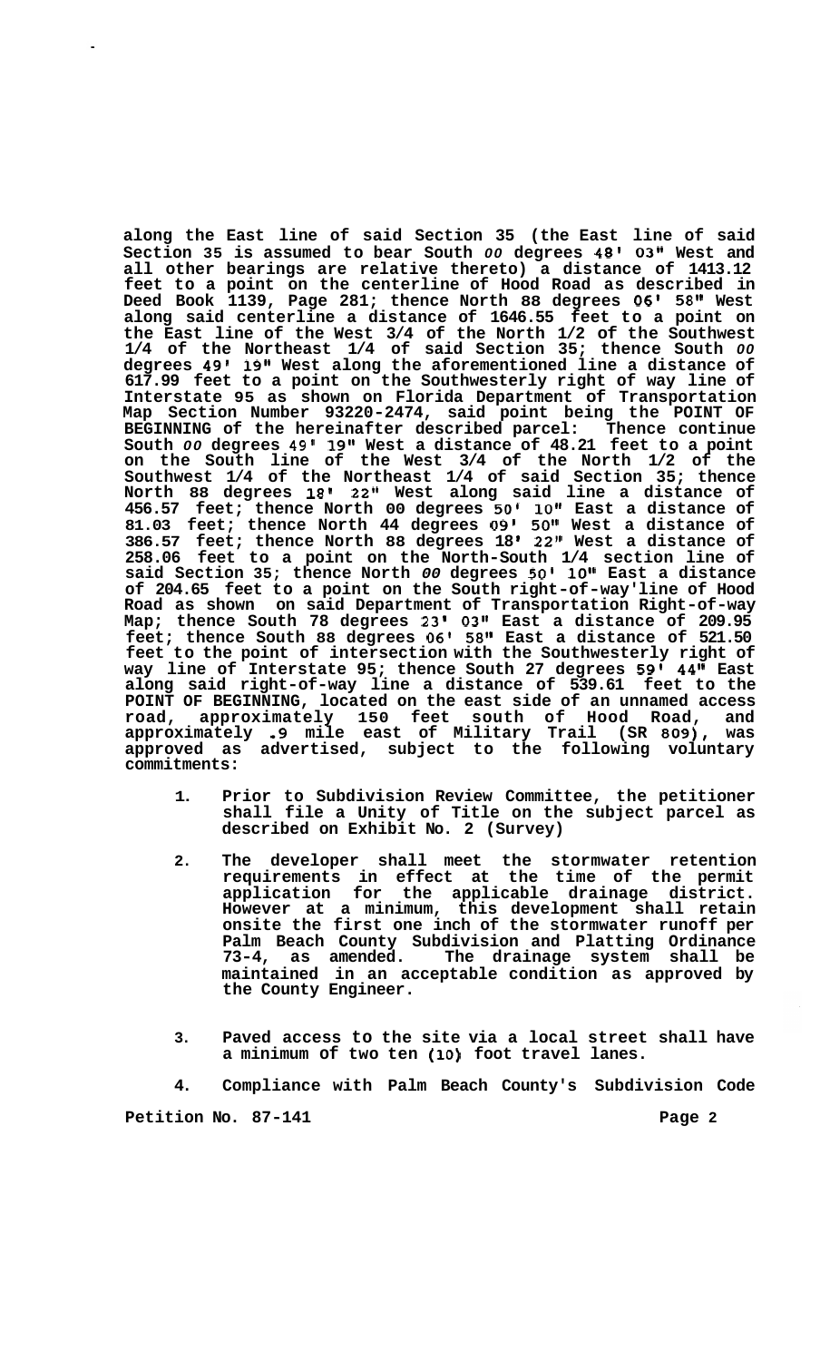**along the East line of said Section 35 (the East line of said Section 35 is assumed to bear South 00 degrees 48' 03" West and all other bearings are relative thereto) a distance of 1413.12 feet to a point on the centerline of Hood Road as described in Deed Book 1139, Page 281; thence North 88 degrees 06' 58" West along said centerline a distance of 1646.55 feet to a point on the East line of the West 3/4 of the North 1/2 of the Southwest 1/4 of the Northeast 1/4 of said Section 35; thence South 00 degrees 49' 19" West along the aforementioned line a distance of 617.99 feet to a point on the Southwesterly right of way line of Interstate 95 as shown on Florida Department of Transportation Map Section Number 93220-2474, said point being the POINT OF BEGINNING of the hereinafter described parcel: Thence continue South 00 degrees 49' 19" West a distance of 48.21 feet to a point on the South line of the West 3/4 of the North 1/2 of the Southwest 1/4 of the Northeast 1/4 of said Section 35; thence North 88 degrees 18' 22" West along said line a distance of 456.57 feet; thence North 00 degrees 50' 10" East a distance of 81.03 feet; thence North 44 degrees 09' 50" West a distance of 386.57 feet; thence North 88 degrees 18' 22" West a distance of 258.06 feet to a point on the North-South 1/4 section line of said Section 35; thence North 00 degrees 50' 10" East a distance of 204.65 feet to a point on the South right-of-way'line of Hood Road as shown on said Department of Transportation Right-of-way Map; thence South 78 degrees 23' 03" East a distance of 209.95 feet; thence South 88 degrees 06' 58" East a distance of 521.50 feet to the point of intersection with the Southwesterly right of way line of Interstate 95; thence South 27 degrees 59' 44" East along said right-of-way line a distance of 539.61 feet to the POINT OF BEGINNING, located on the east side of an unnamed access road, approximately 150 feet south of Hood Road, and approximately .9 mile east of Military Trail (SR 809), was approved as advertised, subject to the following voluntary commitments:**

1. **Prior to Subdivision Review Committee, the petitioner shall file a Unity of Title on the subject parcel as described on Exhibit No. 2 (Survey)**

2. **The developer shall meet the stormwater retention requirements in effect at the time of the permit application for the applicable drainage district. However at a minimum, this development shall retain onsite the first one inch of the stormwater runoff per Palm Beach County Subdivision and Platting Ordinance 73-4, as amended. The drainage system shall be maintained in an acceptable condition as approved by the County Engineer.**

3. **Paved access to the site via a local street shall have a minimum of two ten (10) foot travel lanes.**

4. **Compliance with Palm Beach County's Subdivision Code**

**Petition No. 87-141**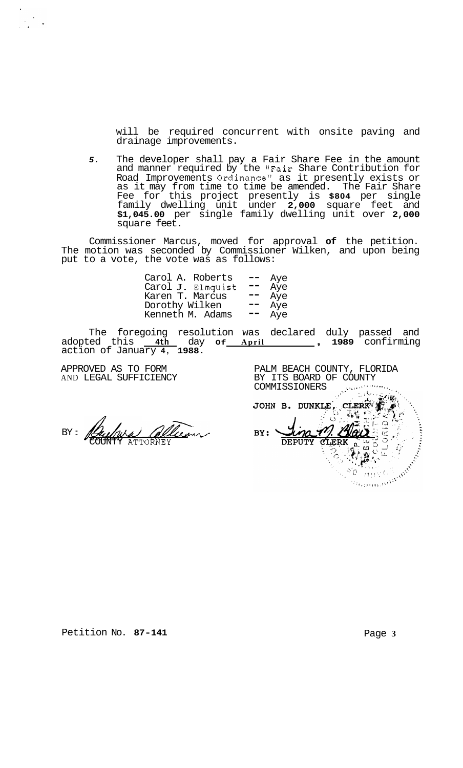will be required concurrent with onsite paving and drainage improvements.

5. The developer shall pay a Fair Share Fee in the amount and manner required by the "Fair Share Contribution for Road Improvements Ordinance" as it presently exists or as it may from time to time be amended. The Fair Share Fee for this project presently is **$804** per single family dwelling unit under **2,000** square feet and **$1,045.00** per single family dwelling unit over **2,000** square feet.

Commissioner Marcus, moved for approval **of** the petition. The motion was seconded by Commissioner Wilken, and upon being put to a vote, the vote was as follows:

| | | |
|---|---|---|
| Carol A. Roberts | -- | Aye |
| Carol J. Elmquist | -- | Aye |
| Karen T. Marcus | -- | Aye |
| Dorothy Wilken | -- | Aye |
| Kenneth M. Adams | -- | Aye |

The foregoing resolution was declared duly passed and adopted this **4th** day **of April**, **1989** confirming action of January **4**, **1988**.

APPROVED AS TO FORM AND LEGAL SUFFICIENCY

BY: COUNTY ATTORNEY

PALM BEACH COUNTY, FLORIDA BY ITS BOARD OF COUNTY COMMISSIONERS

JOHN B. DUNKLE, CLERK

BY: DEPUTY CLERK

Petition No. **87-141**